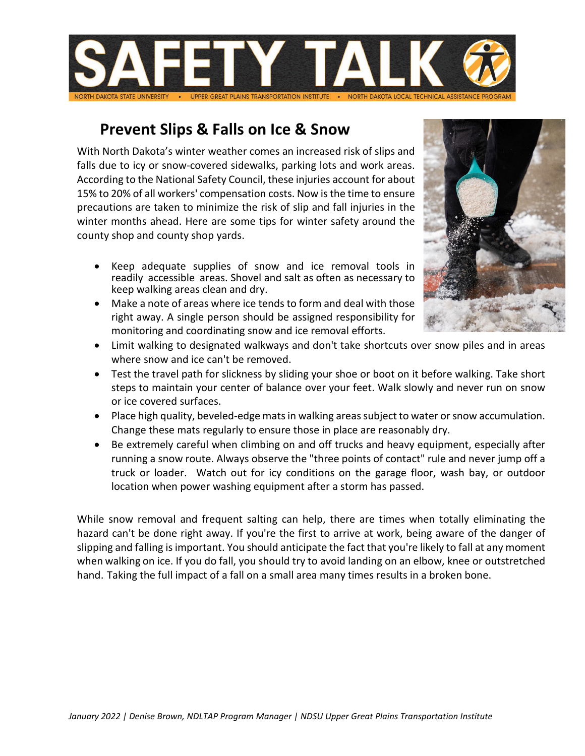# SAFETY TALK

NORTH DAKOTA STATE UNIVERSITY • UPPER GREAT PLAINS TRANSPORTATION INSTITUTE • NORTH DAKOTA LOCAL TECHNICAL ASSISTANCE PROGRAM

## Prevent Slips & Falls on Ice & Snow

With North Dakota's winter weather comes an increased risk of slips and falls due to icy or snow-covered sidewalks, parking lots and work areas. According to the National Safety Council, these injuries account for about 15% to 20% of all workers' compensation costs. Now is the time to ensure precautions are taken to minimize the risk of slip and fall injuries in the winter months ahead. Here are some tips for winter safety around the county shop and county shop yards.

- Keep adequate supplies of snow and ice removal tools in readily accessible areas. Shovel and salt as often as necessary to keep walking areas clean and dry.
- Make a note of areas where ice tends to form and deal with those right away. A single person should be assigned responsibility for monitoring and coordinating snow and ice removal efforts.
- Limit walking to designated walkways and don't take shortcuts over snow piles and in areas where snow and ice can't be removed.
- Test the travel path for slickness by sliding your shoe or boot on it before walking. Take short steps to maintain your center of balance over your feet. Walk slowly and never run on snow or ice covered surfaces.
- Place high quality, beveled-edge mats in walking areas subject to water or snow accumulation. Change these mats regularly to ensure those in place are reasonably dry.
- Be extremely careful when climbing on and off trucks and heavy equipment, especially after running a snow route. Always observe the "three points of contact" rule and never jump off a truck or loader. Watch out for icy conditions on the garage floor, wash bay, or outdoor location when power washing equipment after a storm has passed.

While snow removal and frequent salting can help, there are times when totally eliminating the hazard can't be done right away. If you're the first to arrive at work, being aware of the danger of slipping and falling is important. You should anticipate the fact that you're likely to fall at any moment when walking on ice. If you do fall, you should try to avoid landing on an elbow, knee or outstretched hand. Taking the full impact of a fall on a small area many times results in a broken bone.

*January 2022 | Denise Brown, NDLTAP Program Manager | NDSU Upper Great Plains Transportation Institute*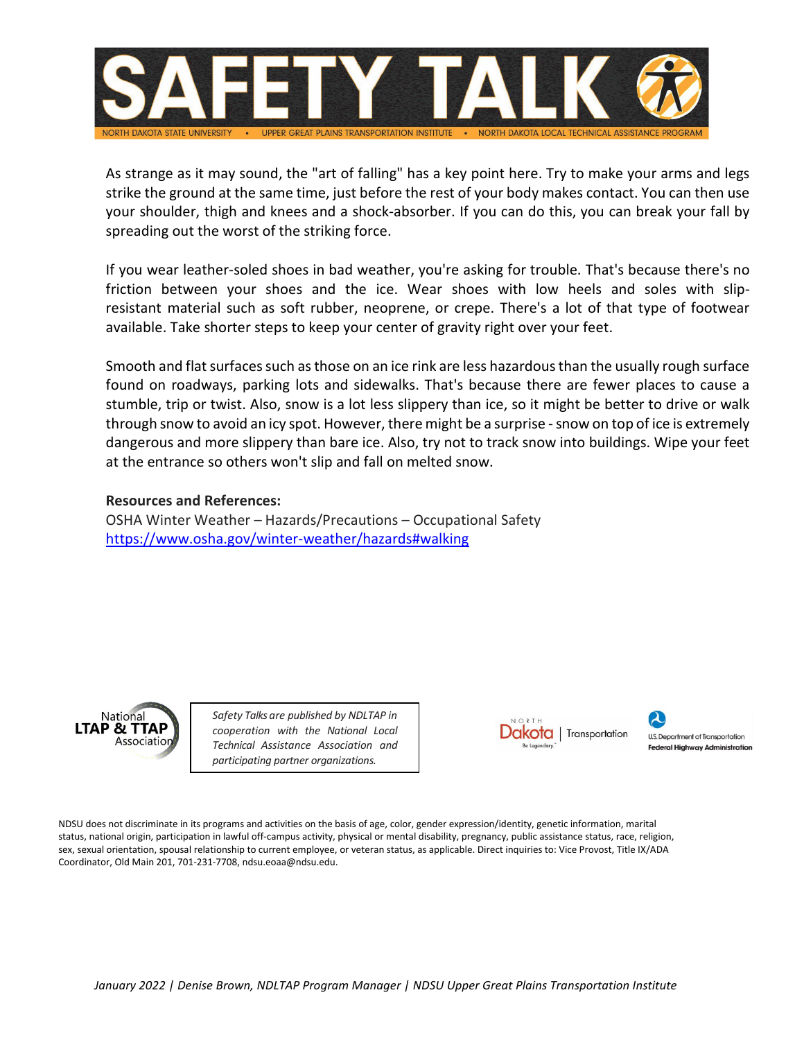As strange as it may sound, the "art of falling" has a key point here. Try to make your arms and legs strike the ground at the same time, just before the rest of your body makes contact. You can then use your shoulder, thigh and knees and a shock-absorber. If you can do this, you can break your fall by spreading out the worst of the striking force.

If you wear leather-soled shoes in bad weather, you're asking for trouble. That's because there's no friction between your shoes and the ice. Wear shoes with low heels and soles with slip-resistant material such as soft rubber, neoprene, or crepe. There's a lot of that type of footwear available. Take shorter steps to keep your center of gravity right over your feet.

Smooth and flat surfaces such as those on an ice rink are less hazardous than the usually rough surface found on roadways, parking lots and sidewalks. That's because there are fewer places to cause a stumble, trip or twist. Also, snow is a lot less slippery than ice, so it might be better to drive or walk through snow to avoid an icy spot. However, there might be a surprise - snow on top of ice is extremely dangerous and more slippery than bare ice. Also, try not to track snow into buildings. Wipe your feet at the entrance so others won't slip and fall on melted snow.

**Resources and References:**

OSHA Winter Weather – Hazards/Precautions – Occupational Safety
https://www.osha.gov/winter-weather/hazards#walking

*Safety Talks are published by NDLTAP in cooperation with the National Local Technical Assistance Association and participating partner organizations.*

NDSU does not discriminate in its programs and activities on the basis of age, color, gender expression/identity, genetic information, marital status, national origin, participation in lawful off-campus activity, physical or mental disability, pregnancy, public assistance status, race, religion, sex, sexual orientation, spousal relationship to current employee, or veteran status, as applicable. Direct inquiries to: Vice Provost, Title IX/ADA Coordinator, Old Main 201, 701-231-7708, ndsu.eoaa@ndsu.edu.

*January 2022 | Denise Brown, NDLTAP Program Manager | NDSU Upper Great Plains Transportation Institute*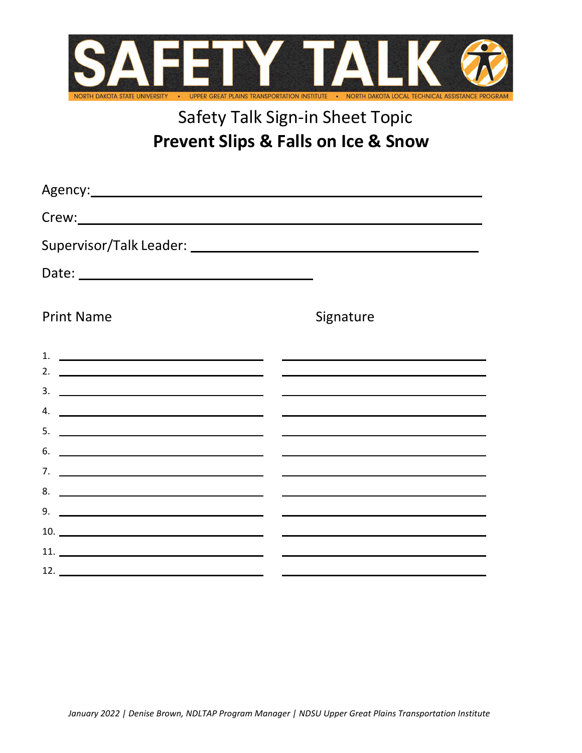# SAFETY TALK

NORTH DAKOTA STATE UNIVERSITY • UPPER GREAT PLAINS TRANSPORTATION INSTITUTE • NORTH DAKOTA LOCAL TECHNICAL ASSISTANCE PROGRAM

## Safety Talk Sign-in Sheet Topic

## **Prevent Slips & Falls on Ice & Snow**

Agency: ______________________________________________

Crew: ______________________________________________

Supervisor/Talk Leader: ______________________________________________

Date: ______________________________

| Print Name | Signature |
|---|---|
| 1. | |
| 2. | |
| 3. | |
| 4. | |
| 5. | |
| 6. | |
| 7. | |
| 8. | |
| 9. | |
| 10. | |
| 11. | |
| 12. | |

*January 2022 | Denise Brown, NDLTAP Program Manager | NDSU Upper Great Plains Transportation Institute*